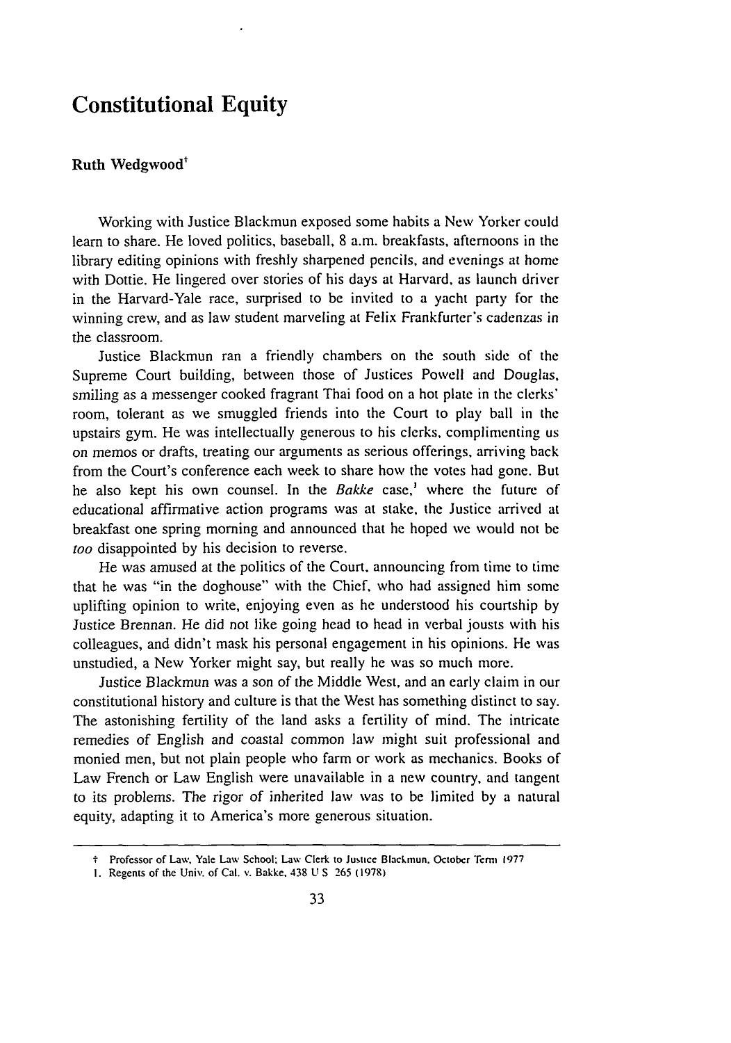# Constitutional Equity

**Ruth Wedgwood**[†]

Working with Justice Blackmun exposed some habits a New Yorker could learn to share. He loved politics, baseball, 8 a.m. breakfasts, afternoons in the library editing opinions with freshly sharpened pencils, and evenings at home with Dottie. He lingered over stories of his days at Harvard, as launch driver in the Harvard-Yale race, surprised to be invited to a yacht party for the winning crew, and as law student marveling at Felix Frankfurter's cadenzas in the classroom.

Justice Blackmun ran a friendly chambers on the south side of the Supreme Court building, between those of Justices Powell and Douglas, smiling as a messenger cooked fragrant Thai food on a hot plate in the clerks' room, tolerant as we smuggled friends into the Court to play ball in the upstairs gym. He was intellectually generous to his clerks, complimenting us on memos or drafts, treating our arguments as serious offerings, arriving back from the Court's conference each week to share how the votes had gone. But he also kept his own counsel. In the *Bakke* case,[1] where the future of educational affirmative action programs was at stake, the Justice arrived at breakfast one spring morning and announced that he hoped we would not be *too* disappointed by his decision to reverse.

He was amused at the politics of the Court, announcing from time to time that he was "in the doghouse" with the Chief, who had assigned him some uplifting opinion to write, enjoying even as he understood his courtship by Justice Brennan. He did not like going head to head in verbal jousts with his colleagues, and didn't mask his personal engagement in his opinions. He was unstudied, a New Yorker might say, but really he was so much more.

Justice Blackmun was a son of the Middle West, and an early claim in our constitutional history and culture is that the West has something distinct to say. The astonishing fertility of the land asks a fertility of mind. The intricate remedies of English and coastal common law might suit professional and monied men, but not plain people who farm or work as mechanics. Books of Law French or Law English were unavailable in a new country, and tangent to its problems. The rigor of inherited law was to be limited by a natural equity, adapting it to America's more generous situation.

---

† Professor of Law, Yale Law School; Law Clerk to Justice Blackmun, October Term 1977

1. Regents of the Univ. of Cal. v. Bakke, 438 U S 265 (1978)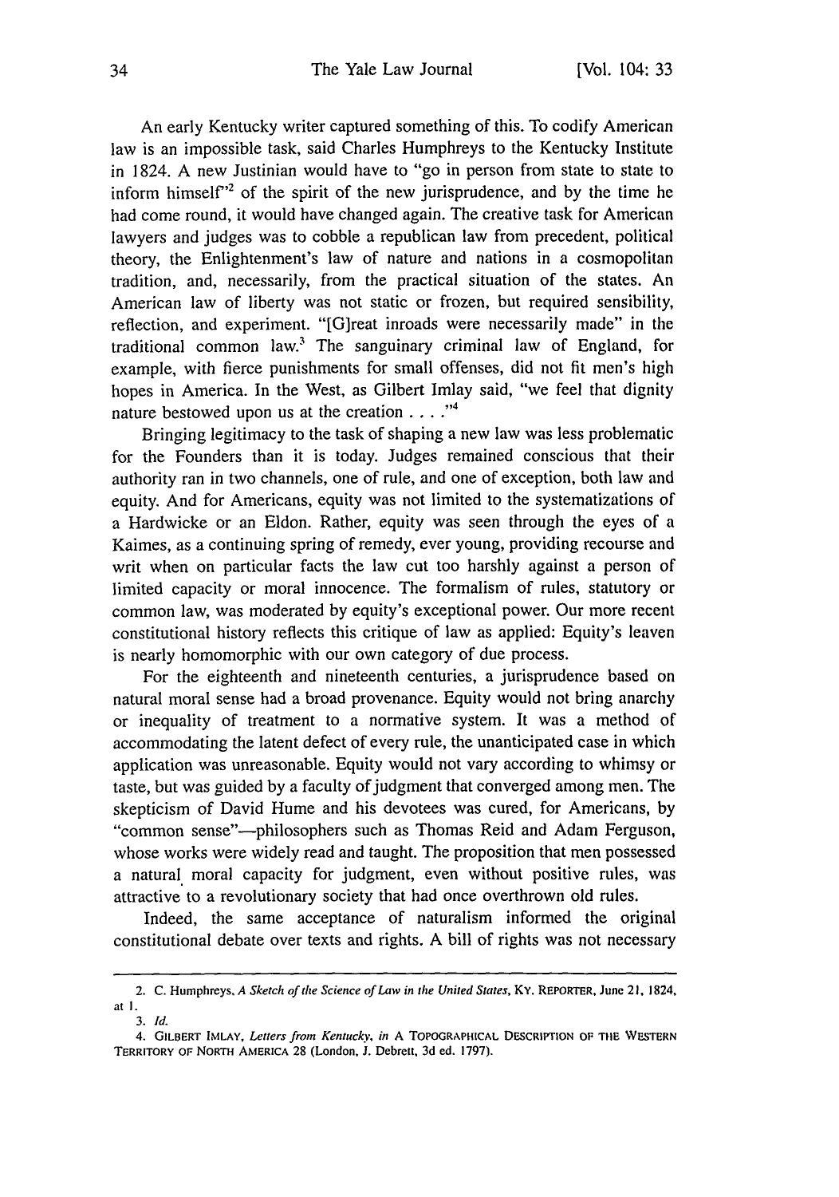An early Kentucky writer captured something of this. To codify American law is an impossible task, said Charles Humphreys to the Kentucky Institute in 1824. A new Justinian would have to "go in person from state to state to inform himself"[2] of the spirit of the new jurisprudence, and by the time he had come round, it would have changed again. The creative task for American lawyers and judges was to cobble a republican law from precedent, political theory, the Enlightenment's law of nature and nations in a cosmopolitan tradition, and, necessarily, from the practical situation of the states. An American law of liberty was not static or frozen, but required sensibility, reflection, and experiment. "[G]reat inroads were necessarily made" in the traditional common law.[3] The sanguinary criminal law of England, for example, with fierce punishments for small offenses, did not fit men's high hopes in America. In the West, as Gilbert Imlay said, "we feel that dignity nature bestowed upon us at the creation . . . ."[4]

Bringing legitimacy to the task of shaping a new law was less problematic for the Founders than it is today. Judges remained conscious that their authority ran in two channels, one of rule, and one of exception, both law and equity. And for Americans, equity was not limited to the systematizations of a Hardwicke or an Eldon. Rather, equity was seen through the eyes of a Kaimes, as a continuing spring of remedy, ever young, providing recourse and writ when on particular facts the law cut too harshly against a person of limited capacity or moral innocence. The formalism of rules, statutory or common law, was moderated by equity's exceptional power. Our more recent constitutional history reflects this critique of law as applied: Equity's leaven is nearly homomorphic with our own category of due process.

For the eighteenth and nineteenth centuries, a jurisprudence based on natural moral sense had a broad provenance. Equity would not bring anarchy or inequality of treatment to a normative system. It was a method of accommodating the latent defect of every rule, the unanticipated case in which application was unreasonable. Equity would not vary according to whimsy or taste, but was guided by a faculty of judgment that converged among men. The skepticism of David Hume and his devotees was cured, for Americans, by "common sense"—philosophers such as Thomas Reid and Adam Ferguson, whose works were widely read and taught. The proposition that men possessed a natural moral capacity for judgment, even without positive rules, was attractive to a revolutionary society that had once overthrown old rules.

Indeed, the same acceptance of naturalism informed the original constitutional debate over texts and rights. A bill of rights was not necessary

---

2. C. Humphreys, *A Sketch of the Science of Law in the United States*, KY. REPORTER, June 21, 1824, at 1.

3. *Id.*

4. GILBERT IMLAY, *Letters from Kentucky*, *in* A TOPOGRAPHICAL DESCRIPTION OF THE WESTERN TERRITORY OF NORTH AMERICA 28 (London, J. Debrett, 3d ed. 1797).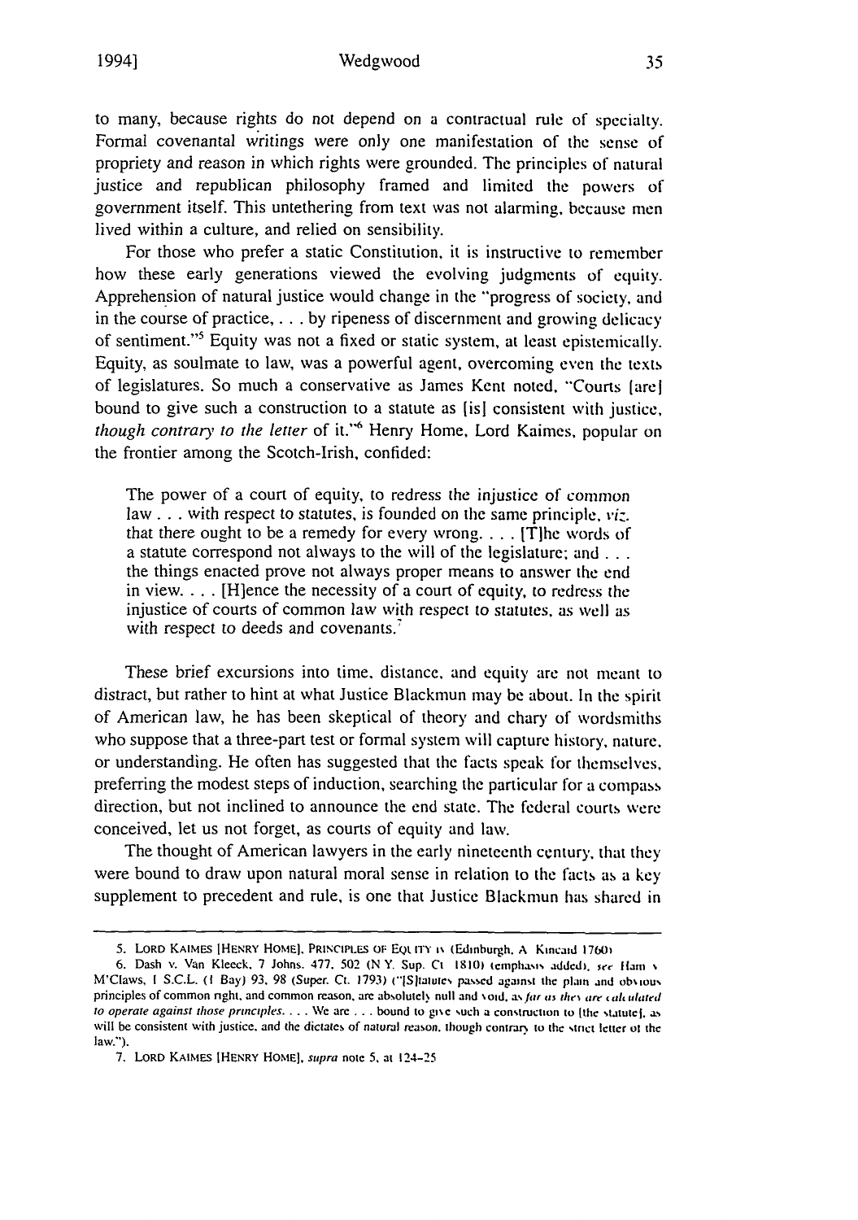to many, because rights do not depend on a contractual rule of specialty. Formal covenantal writings were only one manifestation of the sense of propriety and reason in which rights were grounded. The principles of natural justice and republican philosophy framed and limited the powers of government itself. This untethering from text was not alarming, because men lived within a culture, and relied on sensibility.

For those who prefer a static Constitution, it is instructive to remember how these early generations viewed the evolving judgments of equity. Apprehension of natural justice would change in the "progress of society, and in the course of practice, . . . by ripeness of discernment and growing delicacy of sentiment."[5] Equity was not a fixed or static system, at least epistemically. Equity, as soulmate to law, was a powerful agent, overcoming even the texts of legislatures. So much a conservative as James Kent noted, "Courts [are] bound to give such a construction to a statute as [is] consistent with justice, *though contrary to the letter* of it."[6] Henry Home, Lord Kaimes, popular on the frontier among the Scotch-Irish, confided:

> The power of a court of equity, to redress the injustice of common law . . . with respect to statutes, is founded on the same principle, *viz.* that there ought to be a remedy for every wrong. . . . [T]he words of a statute correspond not always to the will of the legislature; and . . . the things enacted prove not always proper means to answer the end in view. . . . [H]ence the necessity of a court of equity, to redress the injustice of courts of common law with respect to statutes, as well as with respect to deeds and covenants.[7]

These brief excursions into time, distance, and equity are not meant to distract, but rather to hint at what Justice Blackmun may be about. In the spirit of American law, he has been skeptical of theory and chary of wordsmiths who suppose that a three-part test or formal system will capture history, nature, or understanding. He often has suggested that the facts speak for themselves, preferring the modest steps of induction, searching the particular for a compass direction, but not inclined to announce the end state. The federal courts were conceived, let us not forget, as courts of equity and law.

The thought of American lawyers in the early nineteenth century, that they were bound to draw upon natural moral sense in relation to the facts as a key supplement to precedent and rule, is one that Justice Blackmun has shared in

---

5. LORD KAIMES [HENRY HOME], PRINCIPLES OF EQUITY iv (Edinburgh, A. Kincaid 1760).

6. Dash v. Van Kleeck, 7 Johns. 477, 502 (N.Y. Sup. Ct. 1810) (emphasis added); *see* Ham v. M'Claws, 1 S.C.L. (1 Bay) 93, 98 (Super. Ct. 1793) ("[S]tatutes passed against the plain and obvious principles of common right, and common reason, are absolutely null and void, as *far as they are calculated to operate against those principles*. . . . We are . . . bound to give such a construction to [the statute], as will be consistent with justice, and the dictates of natural reason, though contrary to the strict letter of the law.").

7. LORD KAIMES [HENRY HOME], *supra* note 5, at 124-25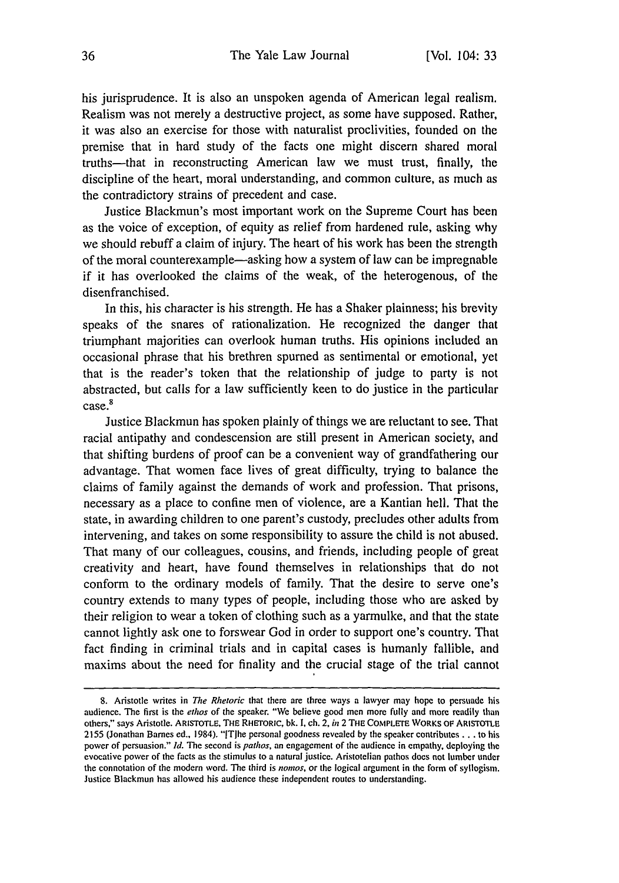his jurisprudence. It is also an unspoken agenda of American legal realism. Realism was not merely a destructive project, as some have supposed. Rather, it was also an exercise for those with naturalist proclivities, founded on the premise that in hard study of the facts one might discern shared moral truths—that in reconstructing American law we must trust, finally, the discipline of the heart, moral understanding, and common culture, as much as the contradictory strains of precedent and case.

Justice Blackmun's most important work on the Supreme Court has been as the voice of exception, of equity as relief from hardened rule, asking why we should rebuff a claim of injury. The heart of his work has been the strength of the moral counterexample—asking how a system of law can be impregnable if it has overlooked the claims of the weak, of the heterogenous, of the disenfranchised.

In this, his character is his strength. He has a Shaker plainness; his brevity speaks of the snares of rationalization. He recognized the danger that triumphant majorities can overlook human truths. His opinions included an occasional phrase that his brethren spurned as sentimental or emotional, yet that is the reader's token that the relationship of judge to party is not abstracted, but calls for a law sufficiently keen to do justice in the particular case.[8]

Justice Blackmun has spoken plainly of things we are reluctant to see. That racial antipathy and condescension are still present in American society, and that shifting burdens of proof can be a convenient way of grandfathering our advantage. That women face lives of great difficulty, trying to balance the claims of family against the demands of work and profession. That prisons, necessary as a place to confine men of violence, are a Kantian hell. That the state, in awarding children to one parent's custody, precludes other adults from intervening, and takes on some responsibility to assure the child is not abused. That many of our colleagues, cousins, and friends, including people of great creativity and heart, have found themselves in relationships that do not conform to the ordinary models of family. That the desire to serve one's country extends to many types of people, including those who are asked by their religion to wear a token of clothing such as a yarmulke, and that the state cannot lightly ask one to forswear God in order to support one's country. That fact finding in criminal trials and in capital cases is humanly fallible, and maxims about the need for finality and the crucial stage of the trial cannot

---

8. Aristotle writes in *The Rhetoric* that there are three ways a lawyer may hope to persuade his audience. The first is the *ethos* of the speaker. "We believe good men more fully and more readily than others," says Aristotle. ARISTOTLE, THE RHETORIC, bk. I, ch. 2, *in* 2 THE COMPLETE WORKS OF ARISTOTLE 2155 (Jonathan Barnes ed., 1984). "[T]he personal goodness revealed by the speaker contributes . . . to his power of persuasion." *Id.* The second is *pathos*, an engagement of the audience in empathy, deploying the evocative power of the facts as the stimulus to a natural justice. Aristotelian pathos does not lumber under the connotation of the modern word. The third is *nomos*, or the logical argument in the form of syllogism. Justice Blackmun has allowed his audience these independent routes to understanding.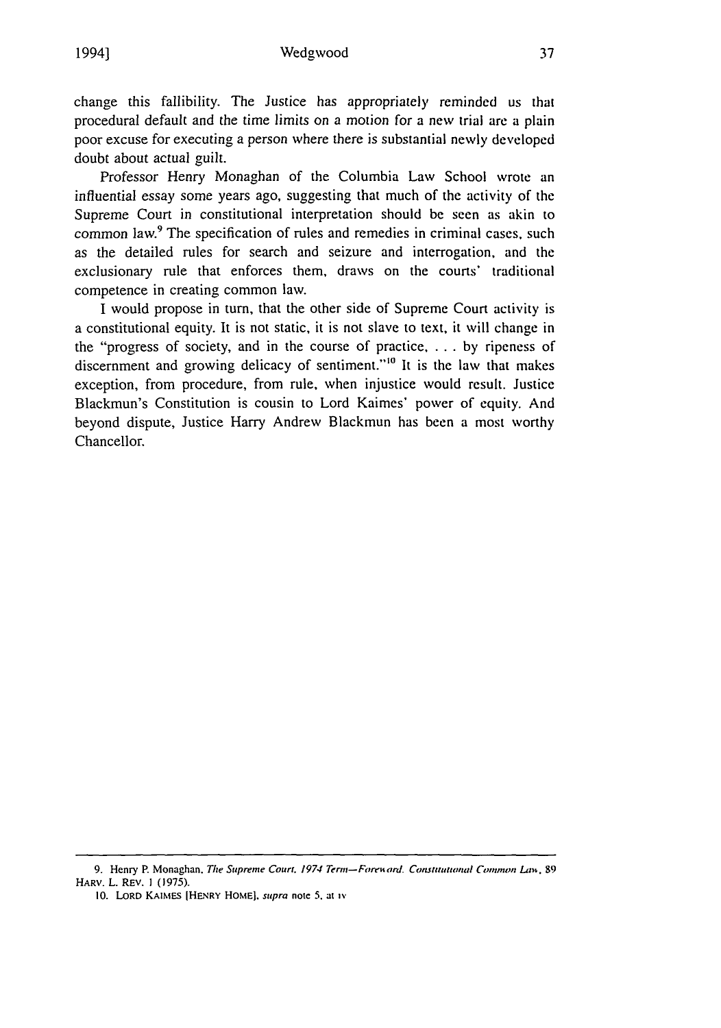change this fallibility. The Justice has appropriately reminded us that procedural default and the time limits on a motion for a new trial are a plain poor excuse for executing a person where there is substantial newly developed doubt about actual guilt.

Professor Henry Monaghan of the Columbia Law School wrote an influential essay some years ago, suggesting that much of the activity of the Supreme Court in constitutional interpretation should be seen as akin to common law.[9] The specification of rules and remedies in criminal cases, such as the detailed rules for search and seizure and interrogation, and the exclusionary rule that enforces them, draws on the courts' traditional competence in creating common law.

I would propose in turn, that the other side of Supreme Court activity is a constitutional equity. It is not static, it is not slave to text, it will change in the "progress of society, and in the course of practice, . . . by ripeness of discernment and growing delicacy of sentiment."[10] It is the law that makes exception, from procedure, from rule, when injustice would result. Justice Blackmun's Constitution is cousin to Lord Kaimes' power of equity. And beyond dispute, Justice Harry Andrew Blackmun has been a most worthy Chancellor.

---

9. Henry P. Monaghan, *The Supreme Court, 1974 Term—Foreword, Constitutional Common Law*, 89 HARV. L. REV. 1 (1975).

10. LORD KAIMES [HENRY HOME], *supra* note 5, at iv